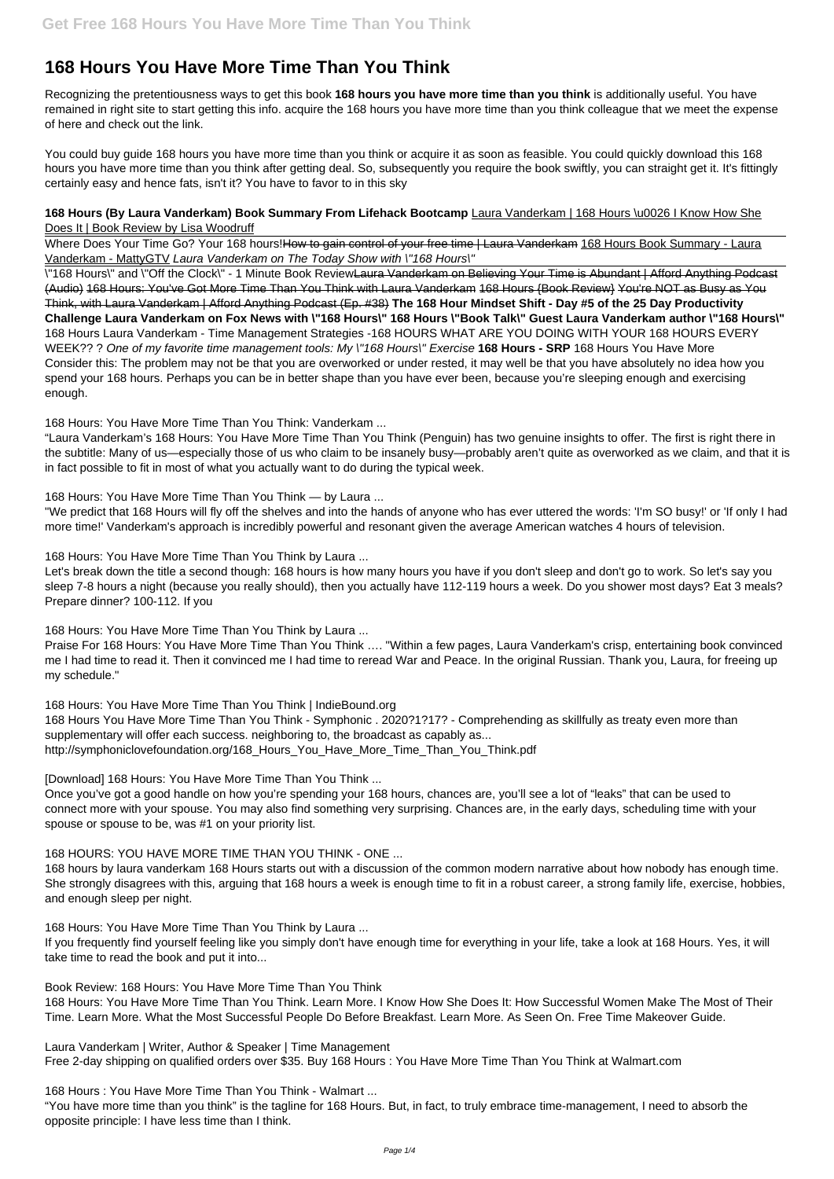# 168 Hours You Have More Time Than You Think

Recognizing the pretentiousness ways to get this book **168 hours you have more time than you think** is additionally useful. You have remained in right site to start getting this info. acquire the 168 hours you have more time than you think colleague that we meet the expense of here and check out the link.

You could buy guide 168 hours you have more time than you think or acquire it as soon as feasible. You could quickly download this 168 hours you have more time than you think after getting deal. So, subsequently you require the book swiftly, you can straight get it. It's fittingly certainly easy and hence fats, isn't it? You have to favor to in this sky

**168 Hours (By Laura Vanderkam) Book Summary From Lifehack Bootcamp** Laura Vanderkam | 168 Hours \u0026 I Know How She Does It | Book Review by Lisa Woodruff

Where Does Your Time Go? Your 168 hours!~~How to gain control of your free time | Laura Vanderkam~~ 168 Hours Book Summary - Laura Vanderkam - MattyGTV *Laura Vanderkam on The Today Show with \"168 Hours\"*

\"168 Hours\" and \"Off the Clock\" - 1 Minute Book Review~~Laura Vanderkam on Believing Your Time is Abundant | Afford Anything Podcast (Audio)~~ 168 Hours: You've Got More Time Than You Think with Laura Vanderkam 168 Hours {Book Review} You're NOT as Busy as You Think, with Laura Vanderkam | Afford Anything Podcast (Ep. #38) **The 168 Hour Mindset Shift - Day #5 of the 25 Day Productivity Challenge Laura Vanderkam on Fox News with \"168 Hours\" 168 Hours \"Book Talk\" Guest Laura Vanderkam author \"168 Hours\"** 168 Hours Laura Vanderkam - Time Management Strategies -168 HOURS WHAT ARE YOU DOING WITH YOUR 168 HOURS EVERY WEEK?? ? *One of my favorite time management tools: My \"168 Hours\" Exercise* **168 Hours - SRP** 168 Hours You Have More Consider this: The problem may not be that you are overworked or under rested, it may well be that you have absolutely no idea how you spend your 168 hours. Perhaps you can be in better shape than you have ever been, because you're sleeping enough and exercising enough.

168 Hours: You Have More Time Than You Think: Vanderkam ...

"Laura Vanderkam's 168 Hours: You Have More Time Than You Think (Penguin) has two genuine insights to offer. The first is right there in the subtitle: Many of us—especially those of us who claim to be insanely busy—probably aren't quite as overworked as we claim, and that it is in fact possible to fit in most of what you actually want to do during the typical week.

168 Hours: You Have More Time Than You Think — by Laura ...

"We predict that 168 Hours will fly off the shelves and into the hands of anyone who has ever uttered the words: 'I'm SO busy!' or 'If only I had more time!' Vanderkam's approach is incredibly powerful and resonant given the average American watches 4 hours of television.

168 Hours: You Have More Time Than You Think by Laura ...

Let's break down the title a second though: 168 hours is how many hours you have if you don't sleep and don't go to work. So let's say you sleep 7-8 hours a night (because you really should), then you actually have 112-119 hours a week. Do you shower most days? Eat 3 meals? Prepare dinner? 100-112. If you

168 Hours: You Have More Time Than You Think by Laura ...

Praise For 168 Hours: You Have More Time Than You Think …. "Within a few pages, Laura Vanderkam's crisp, entertaining book convinced me I had time to read it. Then it convinced me I had time to reread War and Peace. In the original Russian. Thank you, Laura, for freeing up my schedule."

168 Hours: You Have More Time Than You Think | IndieBound.org
168 Hours You Have More Time Than You Think - Symphonic . 2020?1?17? - Comprehending as skillfully as treaty even more than supplementary will offer each success. neighboring to, the broadcast as capably as...
http://symphoniclovefoundation.org/168_Hours_You_Have_More_Time_Than_You_Think.pdf

[Download] 168 Hours: You Have More Time Than You Think ...

Once you've got a good handle on how you're spending your 168 hours, chances are, you'll see a lot of "leaks" that can be used to connect more with your spouse. You may also find something very surprising. Chances are, in the early days, scheduling time with your spouse or spouse to be, was #1 on your priority list.

168 HOURS: YOU HAVE MORE TIME THAN YOU THINK - ONE ...

168 hours by laura vanderkam 168 Hours starts out with a discussion of the common modern narrative about how nobody has enough time. She strongly disagrees with this, arguing that 168 hours a week is enough time to fit in a robust career, a strong family life, exercise, hobbies, and enough sleep per night.

168 Hours: You Have More Time Than You Think by Laura ...

If you frequently find yourself feeling like you simply don't have enough time for everything in your life, take a look at 168 Hours. Yes, it will take time to read the book and put it into...

Book Review: 168 Hours: You Have More Time Than You Think

168 Hours: You Have More Time Than You Think. Learn More. I Know How She Does It: How Successful Women Make The Most of Their Time. Learn More. What the Most Successful People Do Before Breakfast. Learn More. As Seen On. Free Time Makeover Guide.

Laura Vanderkam | Writer, Author & Speaker | Time Management
Free 2-day shipping on qualified orders over $35. Buy 168 Hours : You Have More Time Than You Think at Walmart.com

168 Hours : You Have More Time Than You Think - Walmart ...

"You have more time than you think" is the tagline for 168 Hours. But, in fact, to truly embrace time-management, I need to absorb the opposite principle: I have less time than I think.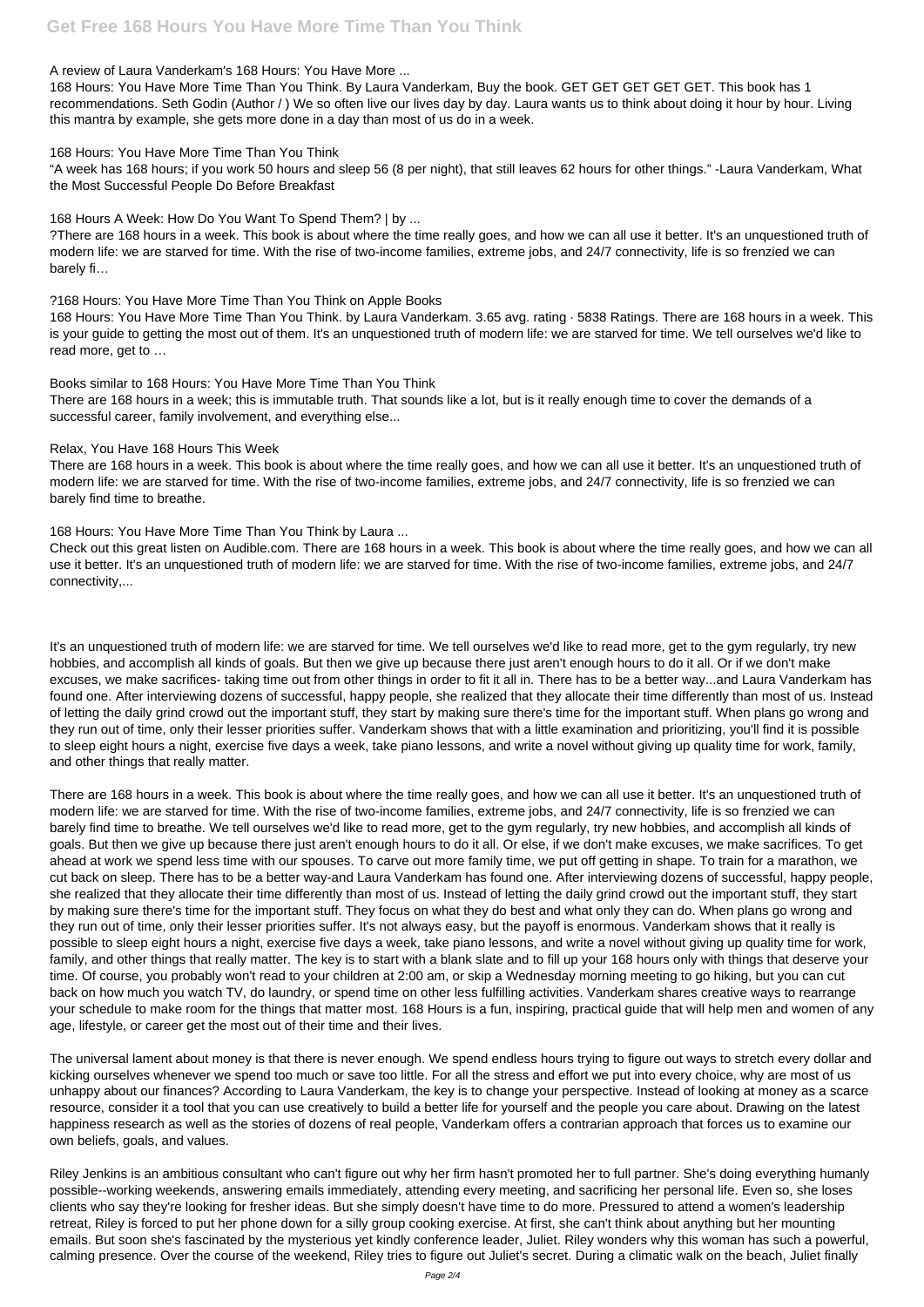A review of Laura Vanderkam's 168 Hours: You Have More ...

168 Hours: You Have More Time Than You Think. By Laura Vanderkam, Buy the book. GET GET GET GET GET. This book has 1 recommendations. Seth Godin (Author / ) We so often live our lives day by day. Laura wants us to think about doing it hour by hour. Living this mantra by example, she gets more done in a day than most of us do in a week.

168 Hours: You Have More Time Than You Think

"A week has 168 hours; if you work 50 hours and sleep 56 (8 per night), that still leaves 62 hours for other things." -Laura Vanderkam, What the Most Successful People Do Before Breakfast

168 Hours A Week: How Do You Want To Spend Them? | by ...

?There are 168 hours in a week. This book is about where the time really goes, and how we can all use it better. It's an unquestioned truth of modern life: we are starved for time. With the rise of two-income families, extreme jobs, and 24/7 connectivity, life is so frenzied we can barely fi…

?168 Hours: You Have More Time Than You Think on Apple Books

168 Hours: You Have More Time Than You Think. by Laura Vanderkam. 3.65 avg. rating · 5838 Ratings. There are 168 hours in a week. This is your guide to getting the most out of them. It's an unquestioned truth of modern life: we are starved for time. We tell ourselves we'd like to read more, get to …

Books similar to 168 Hours: You Have More Time Than You Think

There are 168 hours in a week; this is immutable truth. That sounds like a lot, but is it really enough time to cover the demands of a successful career, family involvement, and everything else...

Relax, You Have 168 Hours This Week

There are 168 hours in a week. This book is about where the time really goes, and how we can all use it better. It's an unquestioned truth of modern life: we are starved for time. With the rise of two-income families, extreme jobs, and 24/7 connectivity, life is so frenzied we can barely find time to breathe.

168 Hours: You Have More Time Than You Think by Laura ...

Check out this great listen on Audible.com. There are 168 hours in a week. This book is about where the time really goes, and how we can all use it better. It's an unquestioned truth of modern life: we are starved for time. With the rise of two-income families, extreme jobs, and 24/7 connectivity,...

It's an unquestioned truth of modern life: we are starved for time. We tell ourselves we'd like to read more, get to the gym regularly, try new hobbies, and accomplish all kinds of goals. But then we give up because there just aren't enough hours to do it all. Or if we don't make excuses, we make sacrifices- taking time out from other things in order to fit it all in. There has to be a better way...and Laura Vanderkam has found one. After interviewing dozens of successful, happy people, she realized that they allocate their time differently than most of us. Instead of letting the daily grind crowd out the important stuff, they start by making sure there's time for the important stuff. When plans go wrong and they run out of time, only their lesser priorities suffer. Vanderkam shows that with a little examination and prioritizing, you'll find it is possible to sleep eight hours a night, exercise five days a week, take piano lessons, and write a novel without giving up quality time for work, family, and other things that really matter.

There are 168 hours in a week. This book is about where the time really goes, and how we can all use it better. It's an unquestioned truth of modern life: we are starved for time. With the rise of two-income families, extreme jobs, and 24/7 connectivity, life is so frenzied we can barely find time to breathe. We tell ourselves we'd like to read more, get to the gym regularly, try new hobbies, and accomplish all kinds of goals. But then we give up because there just aren't enough hours to do it all. Or else, if we don't make excuses, we make sacrifices. To get ahead at work we spend less time with our spouses. To carve out more family time, we put off getting in shape. To train for a marathon, we cut back on sleep. There has to be a better way-and Laura Vanderkam has found one. After interviewing dozens of successful, happy people, she realized that they allocate their time differently than most of us. Instead of letting the daily grind crowd out the important stuff, they start by making sure there's time for the important stuff. They focus on what they do best and what only they can do. When plans go wrong and they run out of time, only their lesser priorities suffer. It's not always easy, but the payoff is enormous. Vanderkam shows that it really is possible to sleep eight hours a night, exercise five days a week, take piano lessons, and write a novel without giving up quality time for work, family, and other things that really matter. The key is to start with a blank slate and to fill up your 168 hours only with things that deserve your time. Of course, you probably won't read to your children at 2:00 am, or skip a Wednesday morning meeting to go hiking, but you can cut back on how much you watch TV, do laundry, or spend time on other less fulfilling activities. Vanderkam shares creative ways to rearrange your schedule to make room for the things that matter most. 168 Hours is a fun, inspiring, practical guide that will help men and women of any age, lifestyle, or career get the most out of their time and their lives.

The universal lament about money is that there is never enough. We spend endless hours trying to figure out ways to stretch every dollar and kicking ourselves whenever we spend too much or save too little. For all the stress and effort we put into every choice, why are most of us unhappy about our finances? According to Laura Vanderkam, the key is to change your perspective. Instead of looking at money as a scarce resource, consider it a tool that you can use creatively to build a better life for yourself and the people you care about. Drawing on the latest happiness research as well as the stories of dozens of real people, Vanderkam offers a contrarian approach that forces us to examine our own beliefs, goals, and values.

Riley Jenkins is an ambitious consultant who can't figure out why her firm hasn't promoted her to full partner. She's doing everything humanly possible--working weekends, answering emails immediately, attending every meeting, and sacrificing her personal life. Even so, she loses clients who say they're looking for fresher ideas. But she simply doesn't have time to do more. Pressured to attend a women's leadership retreat, Riley is forced to put her phone down for a silly group cooking exercise. At first, she can't think about anything but her mounting emails. But soon she's fascinated by the mysterious yet kindly conference leader, Juliet. Riley wonders why this woman has such a powerful, calming presence. Over the course of the weekend, Riley tries to figure out Juliet's secret. During a climatic walk on the beach, Juliet finally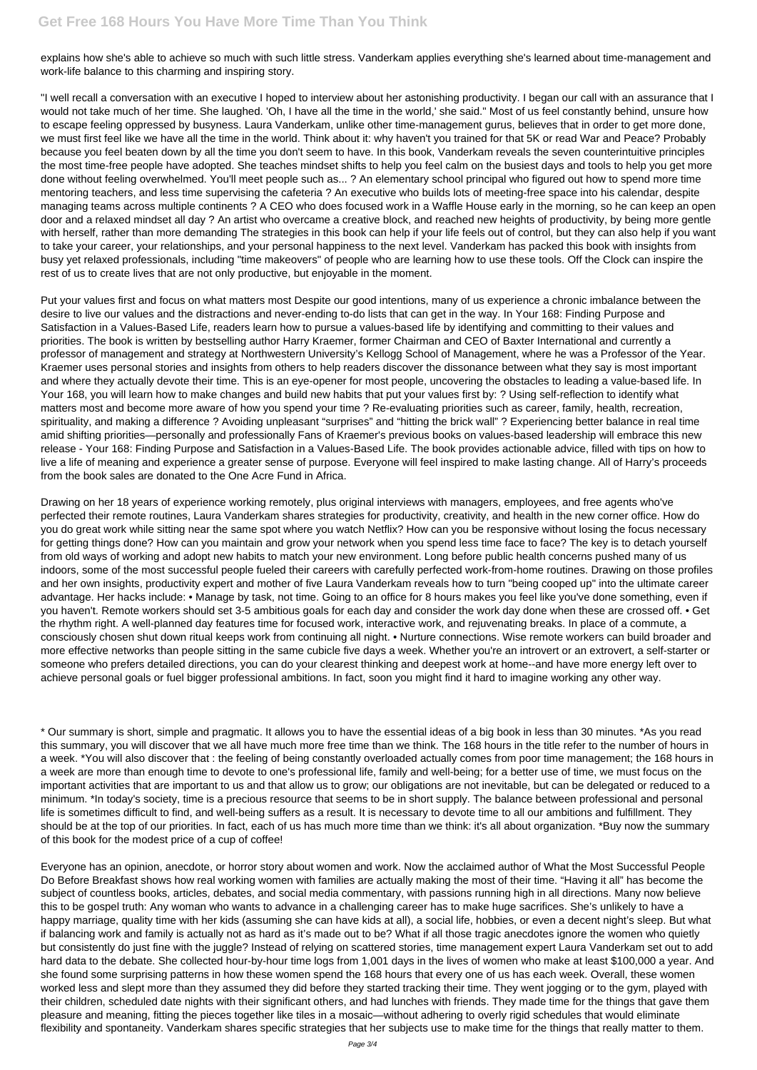explains how she's able to achieve so much with such little stress. Vanderkam applies everything she's learned about time-management and work-life balance to this charming and inspiring story.

"I well recall a conversation with an executive I hoped to interview about her astonishing productivity. I began our call with an assurance that I would not take much of her time. She laughed. 'Oh, I have all the time in the world,' she said." Most of us feel constantly behind, unsure how to escape feeling oppressed by busyness. Laura Vanderkam, unlike other time-management gurus, believes that in order to get more done, we must first feel like we have all the time in the world. Think about it: why haven't you trained for that 5K or read War and Peace? Probably because you feel beaten down by all the time you don't seem to have. In this book, Vanderkam reveals the seven counterintuitive principles the most time-free people have adopted. She teaches mindset shifts to help you feel calm on the busiest days and tools to help you get more done without feeling overwhelmed. You'll meet people such as... ? An elementary school principal who figured out how to spend more time mentoring teachers, and less time supervising the cafeteria ? An executive who builds lots of meeting-free space into his calendar, despite managing teams across multiple continents ? A CEO who does focused work in a Waffle House early in the morning, so he can keep an open door and a relaxed mindset all day ? An artist who overcame a creative block, and reached new heights of productivity, by being more gentle with herself, rather than more demanding The strategies in this book can help if your life feels out of control, but they can also help if you want to take your career, your relationships, and your personal happiness to the next level. Vanderkam has packed this book with insights from busy yet relaxed professionals, including "time makeovers" of people who are learning how to use these tools. Off the Clock can inspire the rest of us to create lives that are not only productive, but enjoyable in the moment.

Put your values first and focus on what matters most Despite our good intentions, many of us experience a chronic imbalance between the desire to live our values and the distractions and never-ending to-do lists that can get in the way. In Your 168: Finding Purpose and Satisfaction in a Values-Based Life, readers learn how to pursue a values-based life by identifying and committing to their values and priorities. The book is written by bestselling author Harry Kraemer, former Chairman and CEO of Baxter International and currently a professor of management and strategy at Northwestern University's Kellogg School of Management, where he was a Professor of the Year. Kraemer uses personal stories and insights from others to help readers discover the dissonance between what they say is most important and where they actually devote their time. This is an eye-opener for most people, uncovering the obstacles to leading a value-based life. In Your 168, you will learn how to make changes and build new habits that put your values first by: ? Using self-reflection to identify what matters most and become more aware of how you spend your time ? Re-evaluating priorities such as career, family, health, recreation, spirituality, and making a difference ? Avoiding unpleasant "surprises" and "hitting the brick wall" ? Experiencing better balance in real time amid shifting priorities—personally and professionally Fans of Kraemer's previous books on values-based leadership will embrace this new release - Your 168: Finding Purpose and Satisfaction in a Values-Based Life. The book provides actionable advice, filled with tips on how to live a life of meaning and experience a greater sense of purpose. Everyone will feel inspired to make lasting change. All of Harry's proceeds from the book sales are donated to the One Acre Fund in Africa.

Drawing on her 18 years of experience working remotely, plus original interviews with managers, employees, and free agents who've perfected their remote routines, Laura Vanderkam shares strategies for productivity, creativity, and health in the new corner office. How do you do great work while sitting near the same spot where you watch Netflix? How can you be responsive without losing the focus necessary for getting things done? How can you maintain and grow your network when you spend less time face to face? The key is to detach yourself from old ways of working and adopt new habits to match your new environment. Long before public health concerns pushed many of us indoors, some of the most successful people fueled their careers with carefully perfected work-from-home routines. Drawing on those profiles and her own insights, productivity expert and mother of five Laura Vanderkam reveals how to turn "being cooped up" into the ultimate career advantage. Her hacks include: • Manage by task, not time. Going to an office for 8 hours makes you feel like you've done something, even if you haven't. Remote workers should set 3-5 ambitious goals for each day and consider the work day done when these are crossed off. • Get the rhythm right. A well-planned day features time for focused work, interactive work, and rejuvenating breaks. In place of a commute, a consciously chosen shut down ritual keeps work from continuing all night. • Nurture connections. Wise remote workers can build broader and more effective networks than people sitting in the same cubicle five days a week. Whether you're an introvert or an extrovert, a self-starter or someone who prefers detailed directions, you can do your clearest thinking and deepest work at home--and have more energy left over to achieve personal goals or fuel bigger professional ambitions. In fact, soon you might find it hard to imagine working any other way.

* Our summary is short, simple and pragmatic. It allows you to have the essential ideas of a big book in less than 30 minutes. *As you read this summary, you will discover that we all have much more free time than we think. The 168 hours in the title refer to the number of hours in a week. *You will also discover that : the feeling of being constantly overloaded actually comes from poor time management; the 168 hours in a week are more than enough time to devote to one's professional life, family and well-being; for a better use of time, we must focus on the important activities that are important to us and that allow us to grow; our obligations are not inevitable, but can be delegated or reduced to a minimum. *In today's society, time is a precious resource that seems to be in short supply. The balance between professional and personal life is sometimes difficult to find, and well-being suffers as a result. It is necessary to devote time to all our ambitions and fulfillment. They should be at the top of our priorities. In fact, each of us has much more time than we think: it's all about organization. *Buy now the summary of this book for the modest price of a cup of coffee!

Everyone has an opinion, anecdote, or horror story about women and work. Now the acclaimed author of What the Most Successful People Do Before Breakfast shows how real working women with families are actually making the most of their time. "Having it all" has become the subject of countless books, articles, debates, and social media commentary, with passions running high in all directions. Many now believe this to be gospel truth: Any woman who wants to advance in a challenging career has to make huge sacrifices. She's unlikely to have a happy marriage, quality time with her kids (assuming she can have kids at all), a social life, hobbies, or even a decent night's sleep. But what if balancing work and family is actually not as hard as it's made out to be? What if all those tragic anecdotes ignore the women who quietly but consistently do just fine with the juggle? Instead of relying on scattered stories, time management expert Laura Vanderkam set out to add hard data to the debate. She collected hour-by-hour time logs from 1,001 days in the lives of women who make at least $100,000 a year. And she found some surprising patterns in how these women spend the 168 hours that every one of us has each week. Overall, these women worked less and slept more than they assumed they did before they started tracking their time. They went jogging or to the gym, played with their children, scheduled date nights with their significant others, and had lunches with friends. They made time for the things that gave them pleasure and meaning, fitting the pieces together like tiles in a mosaic—without adhering to overly rigid schedules that would eliminate flexibility and spontaneity. Vanderkam shares specific strategies that her subjects use to make time for the things that really matter to them.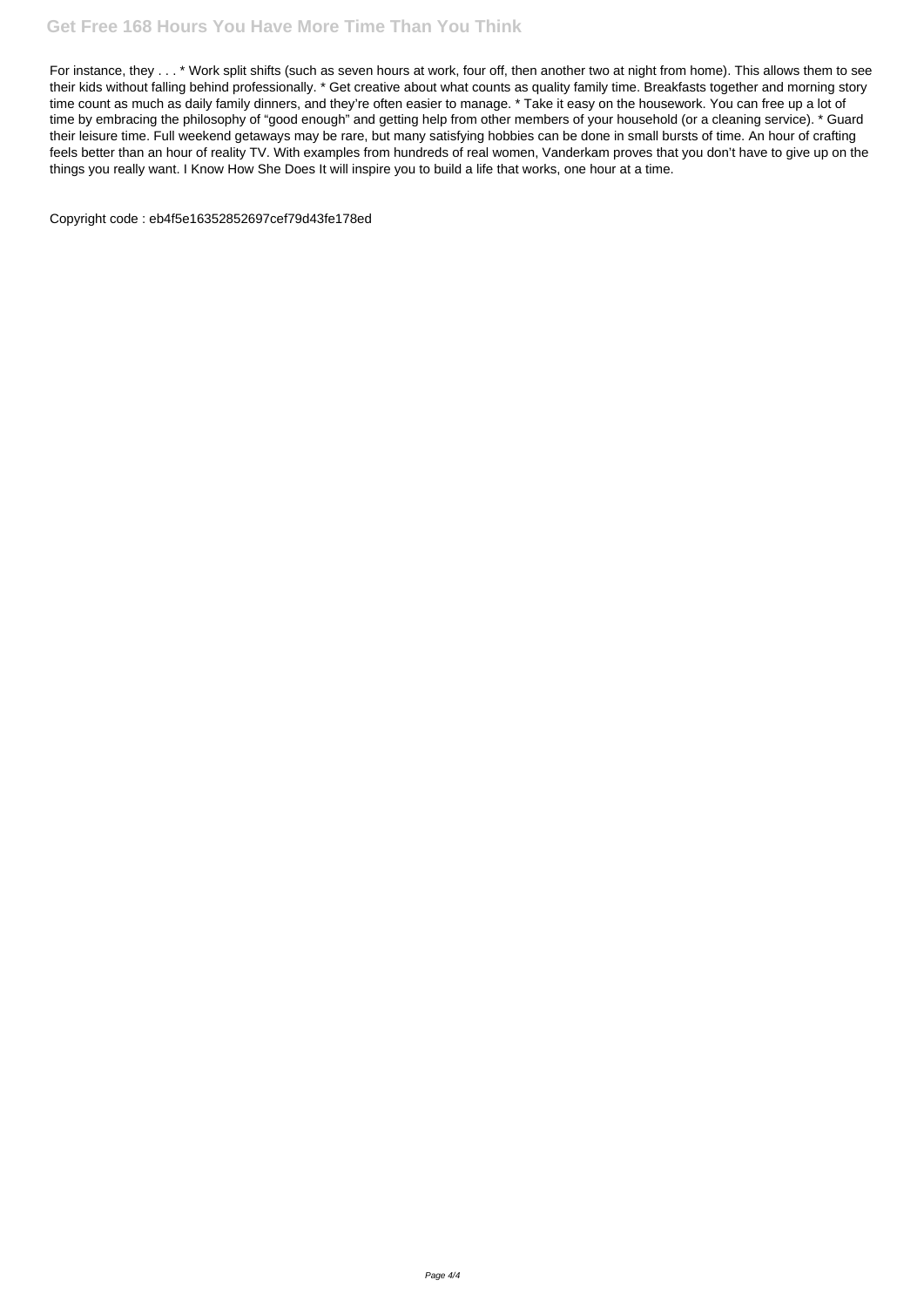For instance, they . . . * Work split shifts (such as seven hours at work, four off, then another two at night from home). This allows them to see their kids without falling behind professionally. * Get creative about what counts as quality family time. Breakfasts together and morning story time count as much as daily family dinners, and they're often easier to manage. * Take it easy on the housework. You can free up a lot of time by embracing the philosophy of "good enough" and getting help from other members of your household (or a cleaning service). * Guard their leisure time. Full weekend getaways may be rare, but many satisfying hobbies can be done in small bursts of time. An hour of crafting feels better than an hour of reality TV. With examples from hundreds of real women, Vanderkam proves that you don't have to give up on the things you really want. I Know How She Does It will inspire you to build a life that works, one hour at a time.

Copyright code : eb4f5e16352852697cef79d43fe178ed